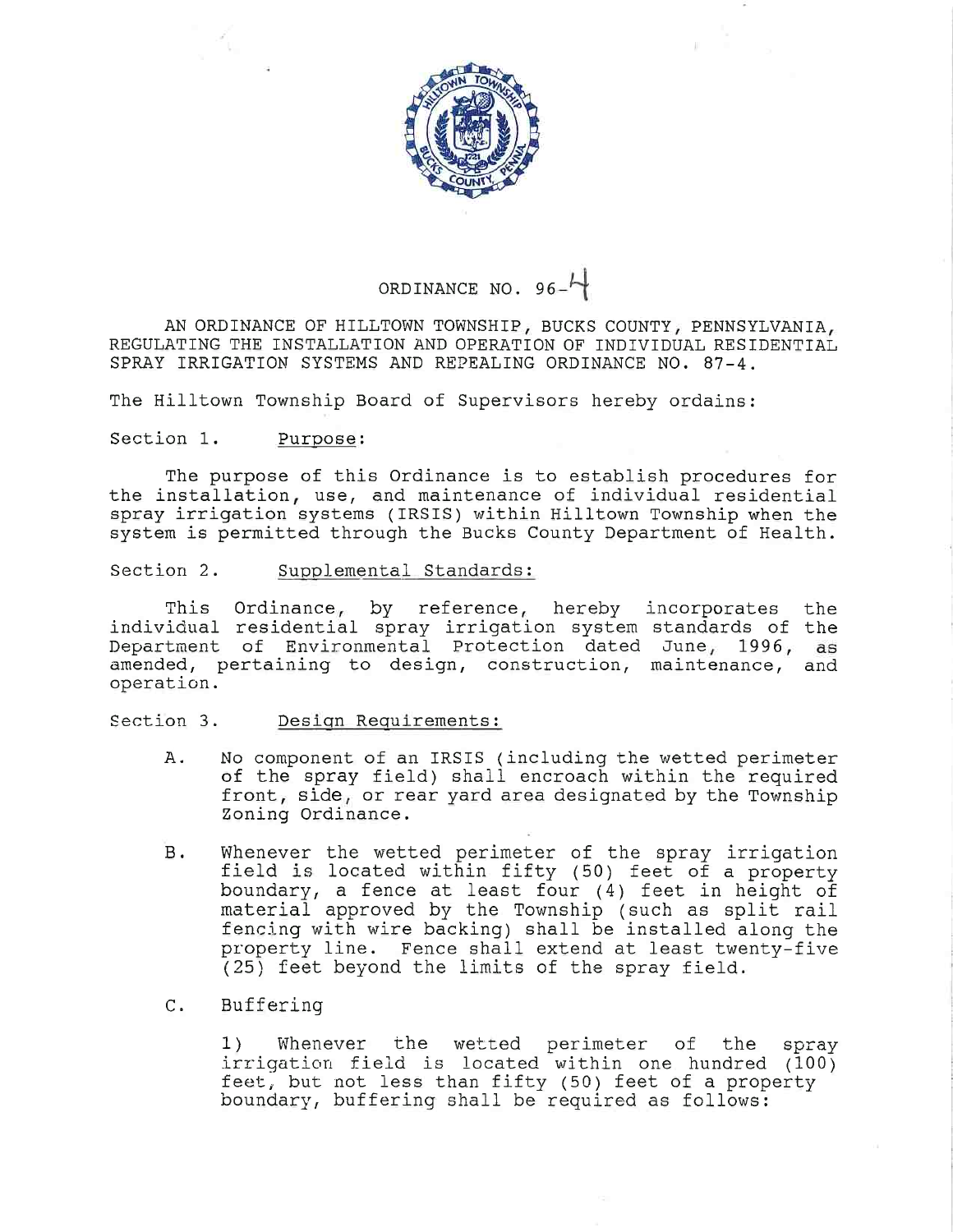# ORDINANCE NO. 96-4

AN ORDINANCE OF HILLTOWN TOWNSHIP, BUCKS COUNTY, PENNSYLVANIA, REGULATING THE INSTALLATION AND OPERATION OF INDIVIDUAL RESIDENTIAL SPRAY IRRIGATION SYSTEMS AND REPEALING ORDINANCE NO. 87-4.

The Hilltown Township Board of Supervisors hereby ordains:

Section 1. Purpose:

The purpose of this Ordinance is to establish procedures for the installation, use, and maintenance of individual residential spray irrigation systems (IRSIS) within Hilltown Township when the system is permitted through the Bucks County Department of Health.

Section 2. Supplemental Standards:

This Ordinance, by reference, hereby incorporates the individual residential spray irrigation system standards of the Department of Environmental Protection dated June, 1996, as amended, pertaining to design, construction, maintenance, and operation.

Section 3. Design Requirements:

A. No component of an IRSIS (including the wetted perimeter of the spray field) shall encroach within the required front, side, or rear yard area designated by the Township Zoning Ordinance.

B. Whenever the wetted perimeter of the spray irrigation field is located within fifty (50) feet of a property boundary, a fence at least four (4) feet in height of material approved by the Township (such as split rail fencing with wire backing) shall be installed along the property line. Fence shall extend at least twenty-five (25) feet beyond the limits of the spray field.

C. Buffering

1) Whenever the wetted perimeter of the spray irrigation field is located within one hundred (100) feet, but not less than fifty (50) feet of a property boundary, buffering shall be required as follows: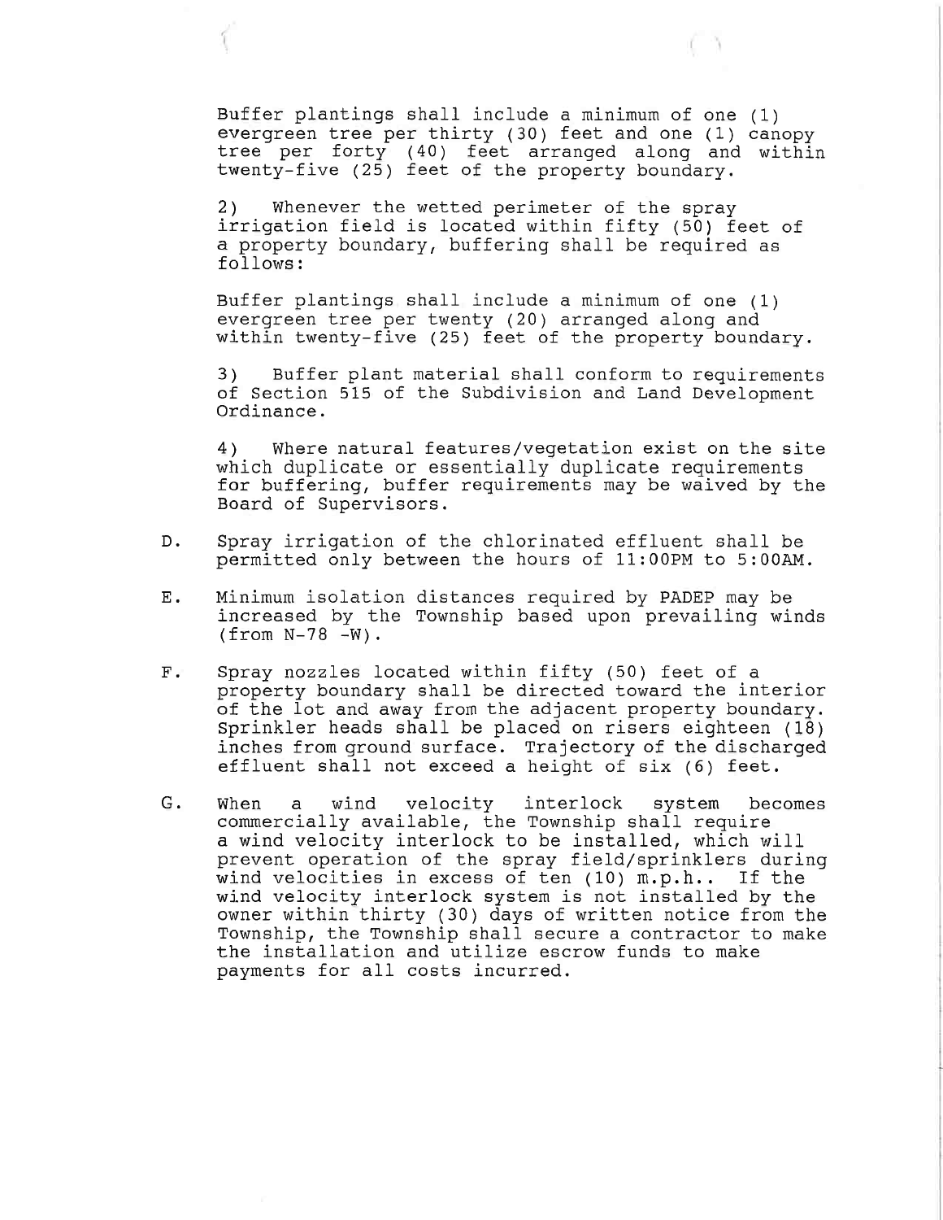Buffer plantings shall include a minimum of one (1) evergreen tree per thirty (30) feet and one (1) canopy tree per forty (40) feet arranged along and within twenty-five (25) feet of the property boundary.

2) Whenever the wetted perimeter of the spray irrigation field is located within fifty (50) feet of a property boundary, buffering shall be required as follows:

Buffer plantings shall include a minimum of one (1) evergreen tree per twenty (20) arranged along and within twenty-five (25) feet of the property boundary.

3) Buffer plant material shall conform to requirements of Section 515 of the Subdivision and Land Development Ordinance.

4) Where natural features/vegetation exist on the site which duplicate or essentially duplicate requirements for buffering, buffer requirements may be waived by the Board of Supervisors.

D. Spray irrigation of the chlorinated effluent shall be permitted only between the hours of 11:00PM to 5:00AM.

E. Minimum isolation distances required by PADEP may be increased by the Township based upon prevailing winds (from N-78 -W).

F. Spray nozzles located within fifty (50) feet of a property boundary shall be directed toward the interior of the lot and away from the adjacent property boundary. Sprinkler heads shall be placed on risers eighteen (18) inches from ground surface. Trajectory of the discharged effluent shall not exceed a height of six (6) feet.

G. When a wind velocity interlock system becomes commercially available, the Township shall require a wind velocity interlock to be installed, which will prevent operation of the spray field/sprinklers during wind velocities in excess of ten (10) m.p.h.. If the wind velocity interlock system is not installed by the owner within thirty (30) days of written notice from the Township, the Township shall secure a contractor to make the installation and utilize escrow funds to make payments for all costs incurred.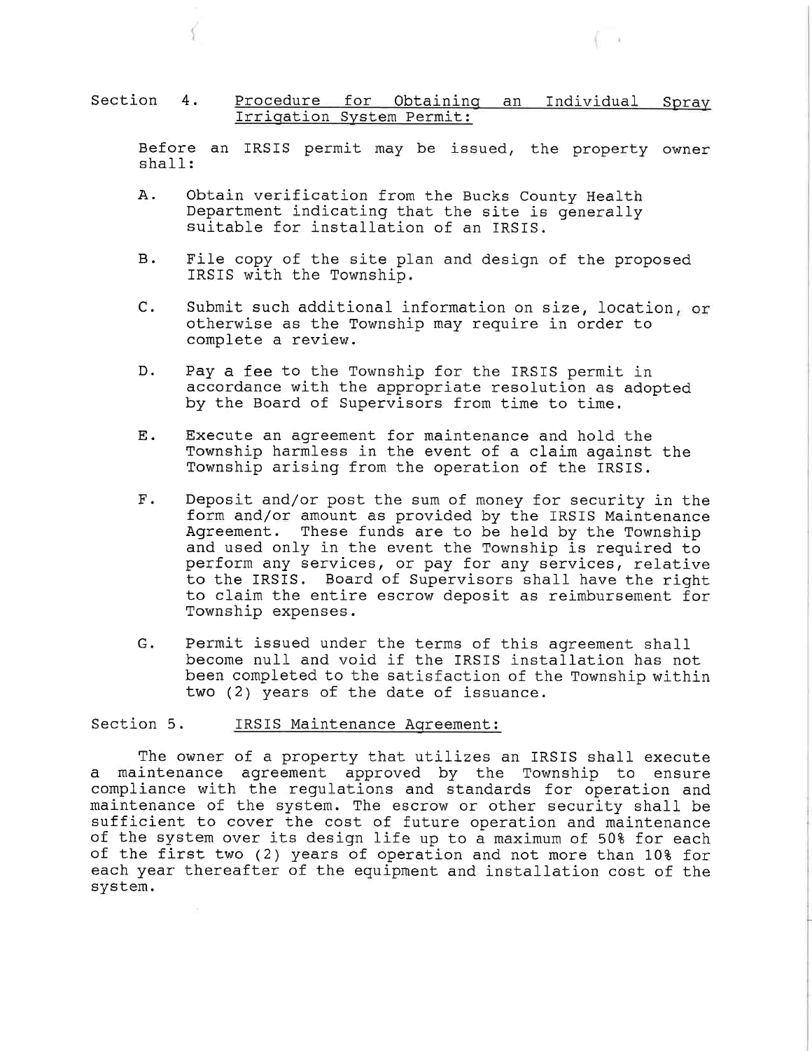Section 4. <u>Procedure for Obtaining an Individual Spray Irrigation System Permit:</u>

Before an IRSIS permit may be issued, the property owner shall:

A. Obtain verification from the Bucks County Health Department indicating that the site is generally suitable for installation of an IRSIS.

B. File copy of the site plan and design of the proposed IRSIS with the Township.

C. Submit such additional information on size, location, or otherwise as the Township may require in order to complete a review.

D. Pay a fee to the Township for the IRSIS permit in accordance with the appropriate resolution as adopted by the Board of Supervisors from time to time.

E. Execute an agreement for maintenance and hold the Township harmless in the event of a claim against the Township arising from the operation of the IRSIS.

F. Deposit and/or post the sum of money for security in the form and/or amount as provided by the IRSIS Maintenance Agreement. These funds are to be held by the Township and used only in the event the Township is required to perform any services, or pay for any services, relative to the IRSIS. Board of Supervisors shall have the right to claim the entire escrow deposit as reimbursement for Township expenses.

G. Permit issued under the terms of this agreement shall become null and void if the IRSIS installation has not been completed to the satisfaction of the Township within two (2) years of the date of issuance.

Section 5. <u>IRSIS Maintenance Agreement:</u>

The owner of a property that utilizes an IRSIS shall execute a maintenance agreement approved by the Township to ensure compliance with the regulations and standards for operation and maintenance of the system. The escrow or other security shall be sufficient to cover the cost of future operation and maintenance of the system over its design life up to a maximum of 50% for each of the first two (2) years of operation and not more than 10% for each year thereafter of the equipment and installation cost of the system.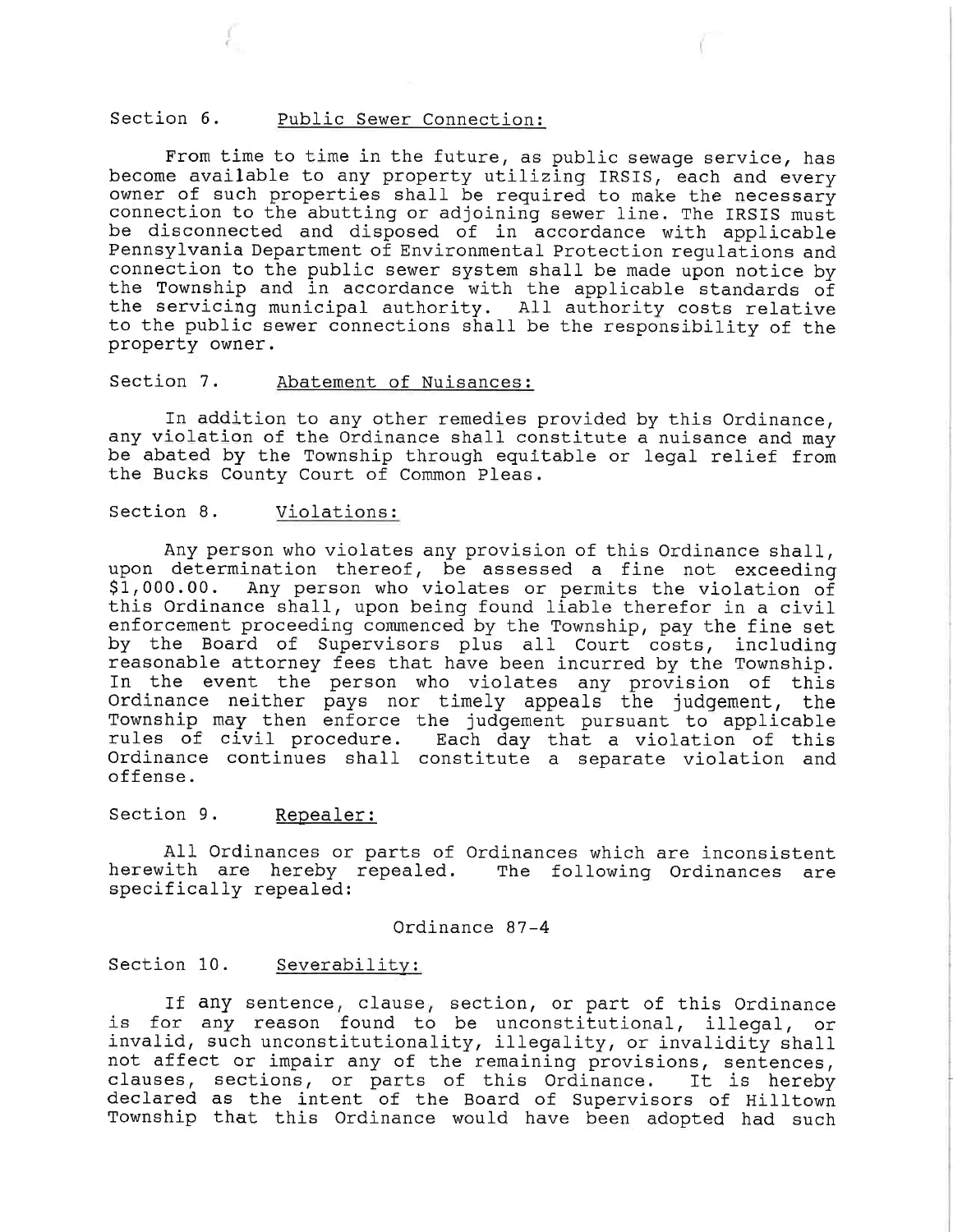Section 6. Public Sewer Connection:

From time to time in the future, as public sewage service, has become available to any property utilizing IRSIS, each and every owner of such properties shall be required to make the necessary connection to the abutting or adjoining sewer line. The IRSIS must be disconnected and disposed of in accordance with applicable Pennsylvania Department of Environmental Protection regulations and connection to the public sewer system shall be made upon notice by the Township and in accordance with the applicable standards of the servicing municipal authority. All authority costs relative to the public sewer connections shall be the responsibility of the property owner.

Section 7. Abatement of Nuisances:

In addition to any other remedies provided by this Ordinance, any violation of the Ordinance shall constitute a nuisance and may be abated by the Township through equitable or legal relief from the Bucks County Court of Common Pleas.

Section 8. Violations:

Any person who violates any provision of this Ordinance shall, upon determination thereof, be assessed a fine not exceeding $1,000.00. Any person who violates or permits the violation of this Ordinance shall, upon being found liable therefor in a civil enforcement proceeding commenced by the Township, pay the fine set by the Board of Supervisors plus all Court costs, including reasonable attorney fees that have been incurred by the Township. In the event the person who violates any provision of this Ordinance neither pays nor timely appeals the judgement, the Township may then enforce the judgement pursuant to applicable rules of civil procedure. Each day that a violation of this Ordinance continues shall constitute a separate violation and offense.

Section 9. Repealer:

All Ordinances or parts of Ordinances which are inconsistent herewith are hereby repealed. The following Ordinances are specifically repealed:

Ordinance 87-4

Section 10. Severability:

If any sentence, clause, section, or part of this Ordinance is for any reason found to be unconstitutional, illegal, or invalid, such unconstitutionality, illegality, or invalidity shall not affect or impair any of the remaining provisions, sentences, clauses, sections, or parts of this Ordinance. It is hereby declared as the intent of the Board of Supervisors of Hilltown Township that this Ordinance would have been adopted had such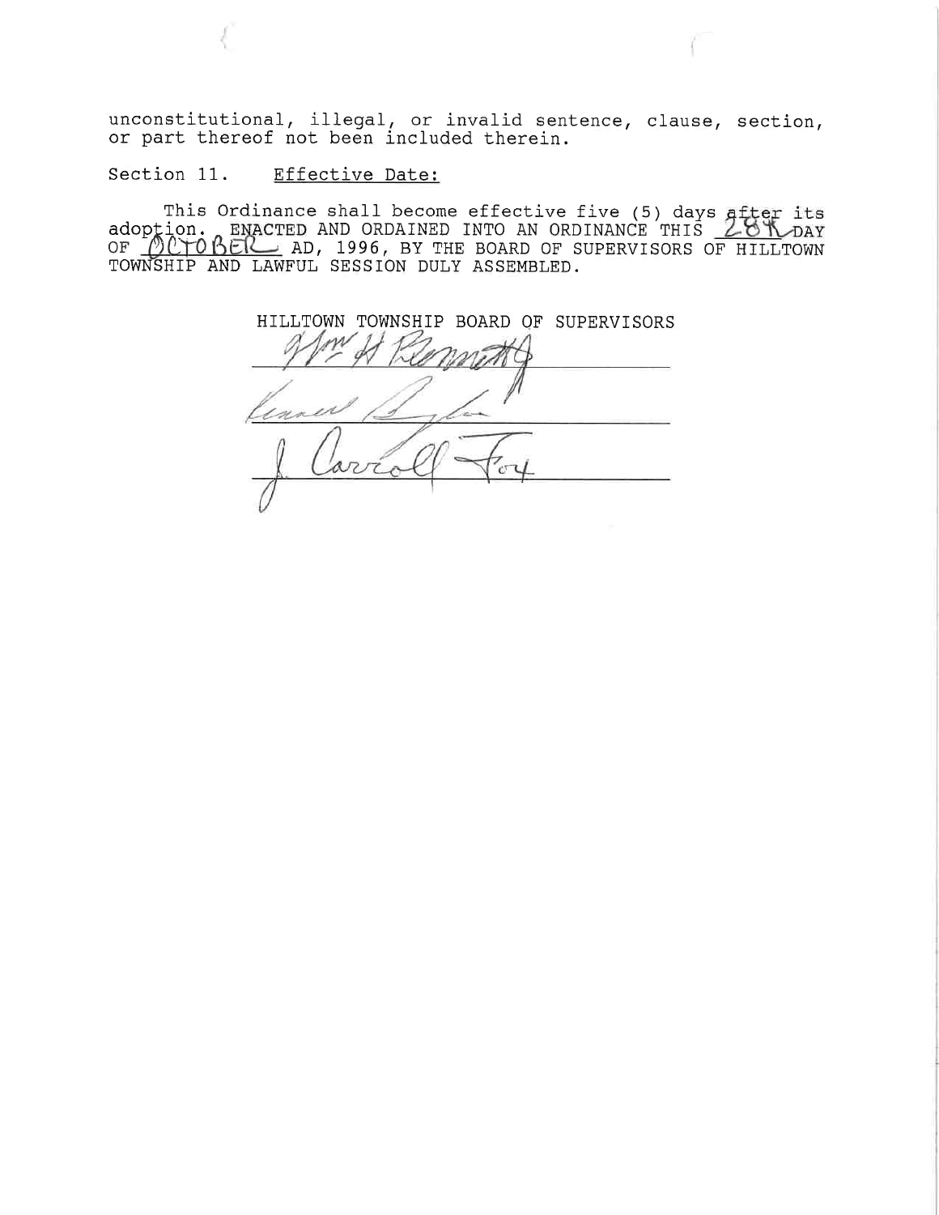unconstitutional, illegal, or invalid sentence, clause, section, or part thereof not been included therein.

Section 11. Effective Date:

This Ordinance shall become effective five (5) days after its adoption. ENACTED AND ORDAINED INTO AN ORDINANCE THIS 28th DAY OF OCTOBER AD, 1996, BY THE BOARD OF SUPERVISORS OF HILLTOWN TOWNSHIP AND LAWFUL SESSION DULY ASSEMBLED.

HILLTOWN TOWNSHIP BOARD OF SUPERVISORS

Wm H Bennett

Kenneth B. Bennett

J. Carroll Fox